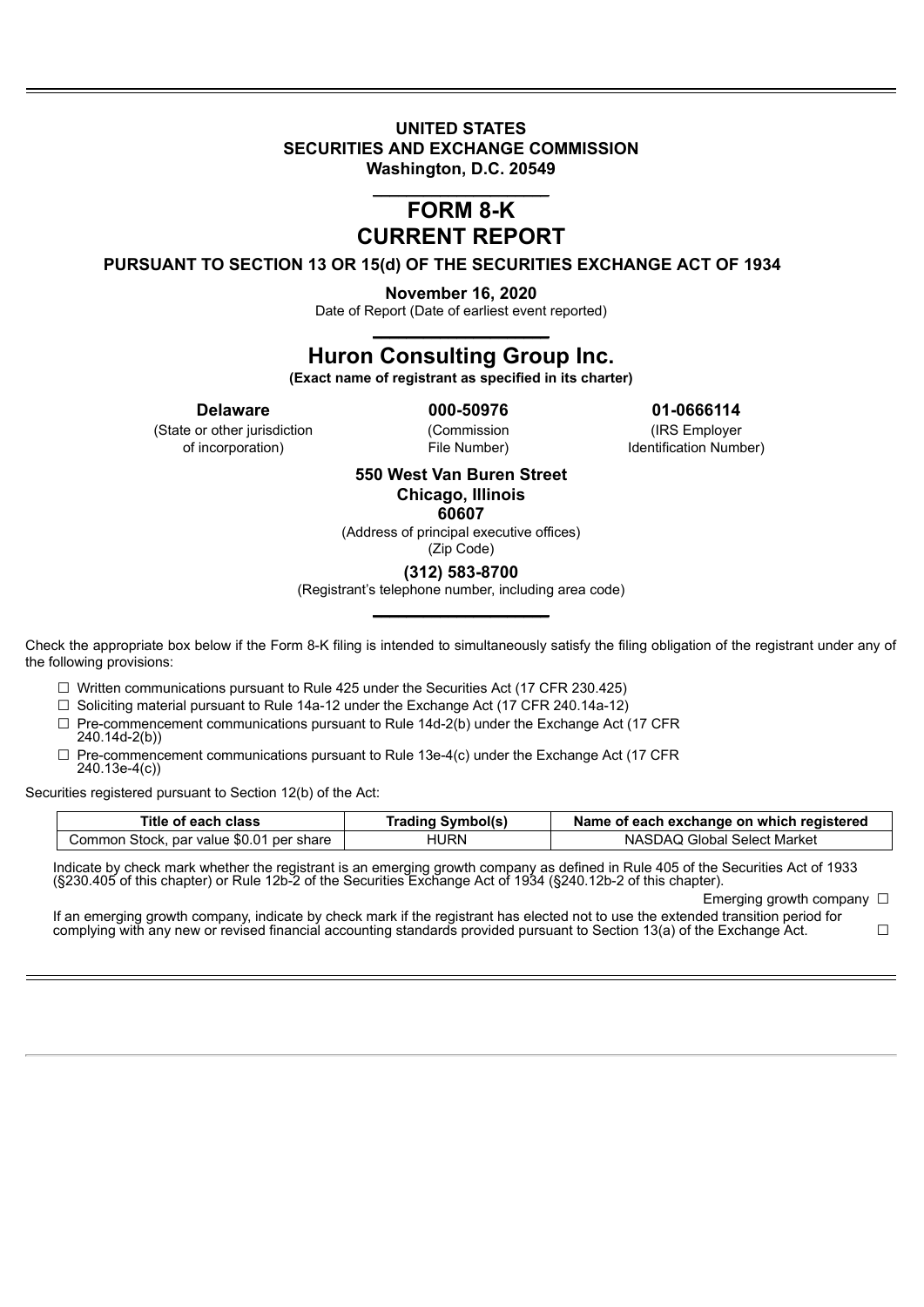**UNITED STATES**
**SECURITIES AND EXCHANGE COMMISSION**
**Washington, D.C. 20549**

# FORM 8-K
# CURRENT REPORT

**PURSUANT TO SECTION 13 OR 15(d) OF THE SECURITIES EXCHANGE ACT OF 1934**

**November 16, 2020**
Date of Report (Date of earliest event reported)

## Huron Consulting Group Inc.

**(Exact name of registrant as specified in its charter)**

| **Delaware** | **000-50976** | **01-0666114** |
|---|---|---|
| (State or other jurisdiction of incorporation) | (Commission File Number) | (IRS Employer Identification Number) |

**550 West Van Buren Street**
**Chicago, Illinois**
**60607**
(Address of principal executive offices)
(Zip Code)

**(312) 583-8700**
(Registrant's telephone number, including area code)

Check the appropriate box below if the Form 8-K filing is intended to simultaneously satisfy the filing obligation of the registrant under any of the following provisions:

☐ Written communications pursuant to Rule 425 under the Securities Act (17 CFR 230.425)
☐ Soliciting material pursuant to Rule 14a-12 under the Exchange Act (17 CFR 240.14a-12)
☐ Pre-commencement communications pursuant to Rule 14d-2(b) under the Exchange Act (17 CFR 240.14d-2(b))
☐ Pre-commencement communications pursuant to Rule 13e-4(c) under the Exchange Act (17 CFR 240.13e-4(c))

Securities registered pursuant to Section 12(b) of the Act:

| Title of each class | Trading Symbol(s) | Name of each exchange on which registered |
|---|---|---|
| Common Stock, par value $0.01 per share | HURN | NASDAQ Global Select Market |

Indicate by check mark whether the registrant is an emerging growth company as defined in Rule 405 of the Securities Act of 1933 (§230.405 of this chapter) or Rule 12b-2 of the Securities Exchange Act of 1934 (§240.12b-2 of this chapter).

Emerging growth company ☐

If an emerging growth company, indicate by check mark if the registrant has elected not to use the extended transition period for complying with any new or revised financial accounting standards provided pursuant to Section 13(a) of the Exchange Act. ☐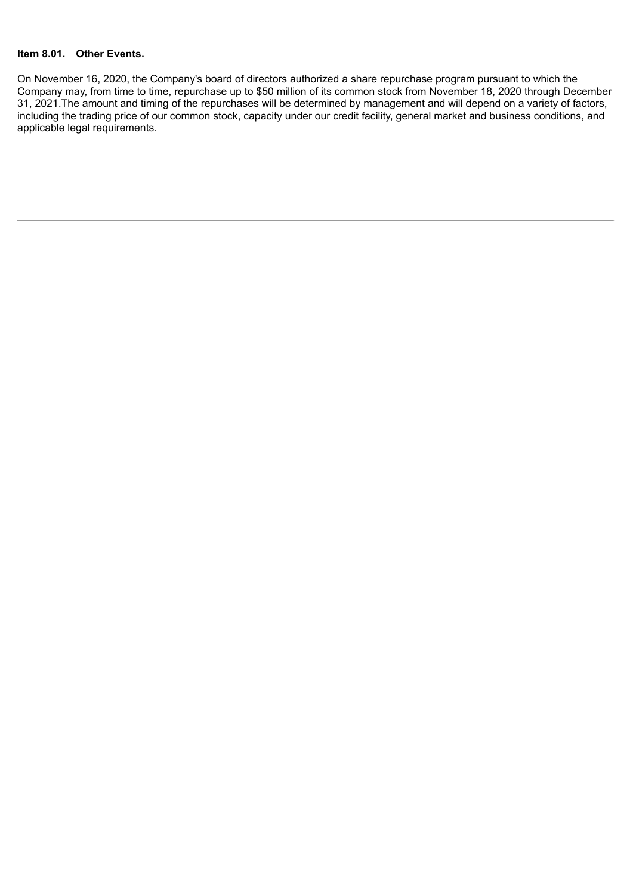**Item 8.01. Other Events.**

On November 16, 2020, the Company's board of directors authorized a share repurchase program pursuant to which the Company may, from time to time, repurchase up to $50 million of its common stock from November 18, 2020 through December 31, 2021.The amount and timing of the repurchases will be determined by management and will depend on a variety of factors, including the trading price of our common stock, capacity under our credit facility, general market and business conditions, and applicable legal requirements.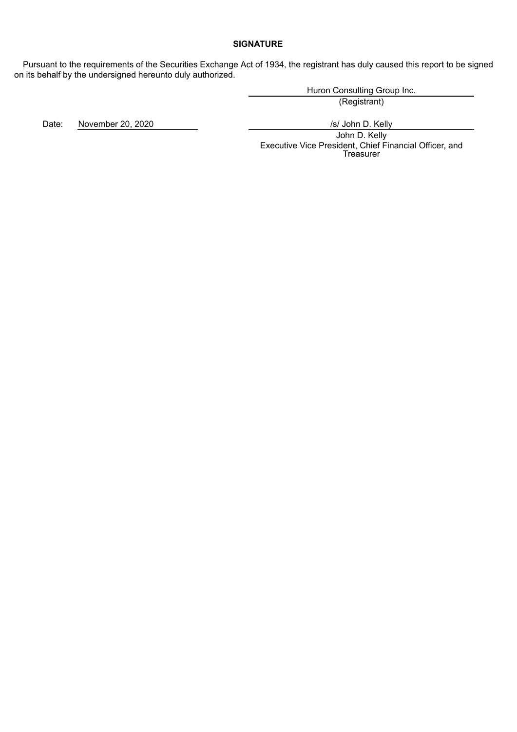**SIGNATURE**

Pursuant to the requirements of the Securities Exchange Act of 1934, the registrant has duly caused this report to be signed on its behalf by the undersigned hereunto duly authorized.

Huron Consulting Group Inc.
(Registrant)

Date: November 20, 2020

/s/ John D. Kelly
John D. Kelly
Executive Vice President, Chief Financial Officer, and Treasurer